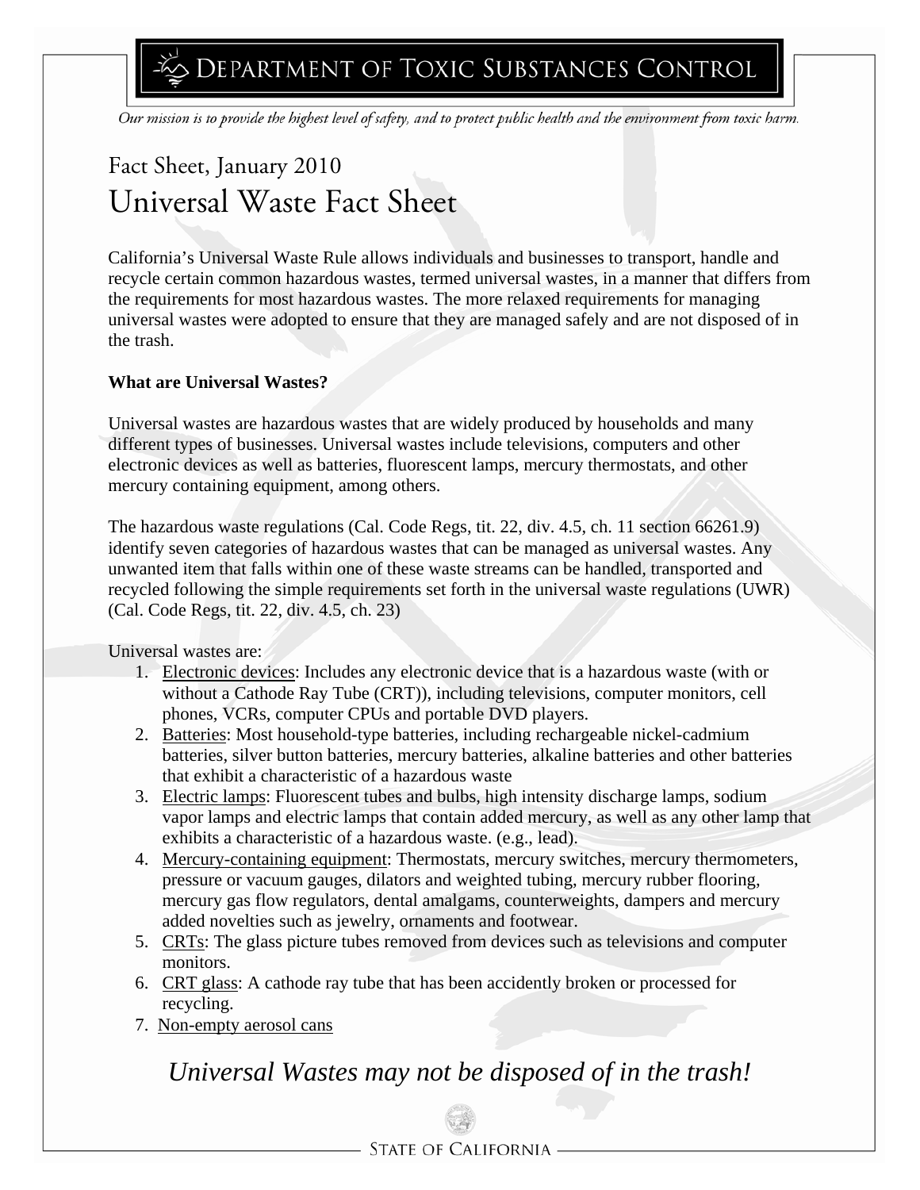# Department of Toxic Substances Control

*Our mission is to provide the highest level of safety, and to protect public health and the environment from toxic harm.*

Fact Sheet, January 2010

## Universal Waste Fact Sheet

California's Universal Waste Rule allows individuals and businesses to transport, handle and recycle certain common hazardous wastes, termed universal wastes, in a manner that differs from the requirements for most hazardous wastes. The more relaxed requirements for managing universal wastes were adopted to ensure that they are managed safely and are not disposed of in the trash.

**What are Universal Wastes?**

Universal wastes are hazardous wastes that are widely produced by households and many different types of businesses. Universal wastes include televisions, computers and other electronic devices as well as batteries, fluorescent lamps, mercury thermostats, and other mercury containing equipment, among others.

The hazardous waste regulations (Cal. Code Regs, tit. 22, div. 4.5, ch. 11 section 66261.9) identify seven categories of hazardous wastes that can be managed as universal wastes. Any unwanted item that falls within one of these waste streams can be handled, transported and recycled following the simple requirements set forth in the universal waste regulations (UWR) (Cal. Code Regs, tit. 22, div. 4.5, ch. 23)

Universal wastes are:

1. Electronic devices: Includes any electronic device that is a hazardous waste (with or without a Cathode Ray Tube (CRT)), including televisions, computer monitors, cell phones, VCRs, computer CPUs and portable DVD players.
2. Batteries: Most household-type batteries, including rechargeable nickel-cadmium batteries, silver button batteries, mercury batteries, alkaline batteries and other batteries that exhibit a characteristic of a hazardous waste
3. Electric lamps: Fluorescent tubes and bulbs, high intensity discharge lamps, sodium vapor lamps and electric lamps that contain added mercury, as well as any other lamp that exhibits a characteristic of a hazardous waste. (e.g., lead).
4. Mercury-containing equipment: Thermostats, mercury switches, mercury thermometers, pressure or vacuum gauges, dilators and weighted tubing, mercury rubber flooring, mercury gas flow regulators, dental amalgams, counterweights, dampers and mercury added novelties such as jewelry, ornaments and footwear.
5. CRTs: The glass picture tubes removed from devices such as televisions and computer monitors.
6. CRT glass: A cathode ray tube that has been accidently broken or processed for recycling.
7. Non-empty aerosol cans

*Universal Wastes may not be disposed of in the trash!*

State of California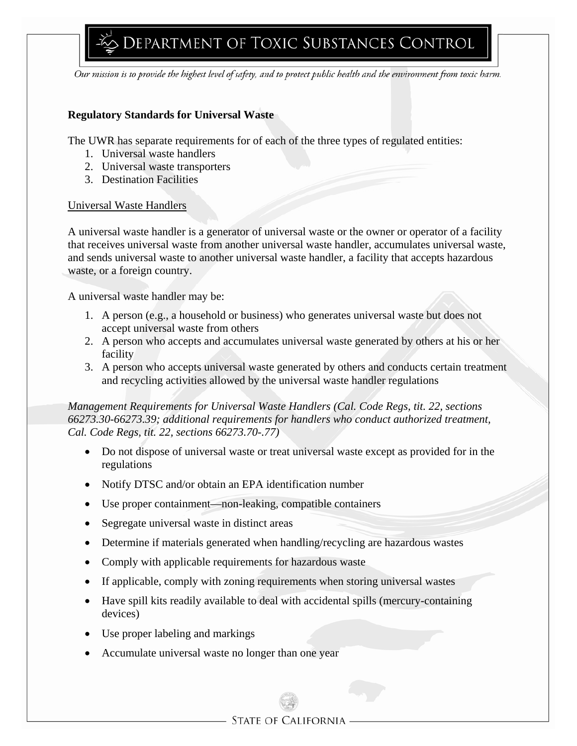**Regulatory Standards for Universal Waste**

The UWR has separate requirements for of each of the three types of regulated entities:

1. Universal waste handlers
2. Universal waste transporters
3. Destination Facilities

<u>Universal Waste Handlers</u>

A universal waste handler is a generator of universal waste or the owner or operator of a facility that receives universal waste from another universal waste handler, accumulates universal waste, and sends universal waste to another universal waste handler, a facility that accepts hazardous waste, or a foreign country.

A universal waste handler may be:

1. A person (e.g., a household or business) who generates universal waste but does not accept universal waste from others
2. A person who accepts and accumulates universal waste generated by others at his or her facility
3. A person who accepts universal waste generated by others and conducts certain treatment and recycling activities allowed by the universal waste handler regulations

*Management Requirements for Universal Waste Handlers (Cal. Code Regs, tit. 22, sections 66273.30-66273.39; additional requirements for handlers who conduct authorized treatment, Cal. Code Regs, tit. 22, sections 66273.70-.77)*

- Do not dispose of universal waste or treat universal waste except as provided for in the regulations
- Notify DTSC and/or obtain an EPA identification number
- Use proper containment—non-leaking, compatible containers
- Segregate universal waste in distinct areas
- Determine if materials generated when handling/recycling are hazardous wastes
- Comply with applicable requirements for hazardous waste
- If applicable, comply with zoning requirements when storing universal wastes
- Have spill kits readily available to deal with accidental spills (mercury-containing devices)
- Use proper labeling and markings
- Accumulate universal waste no longer than one year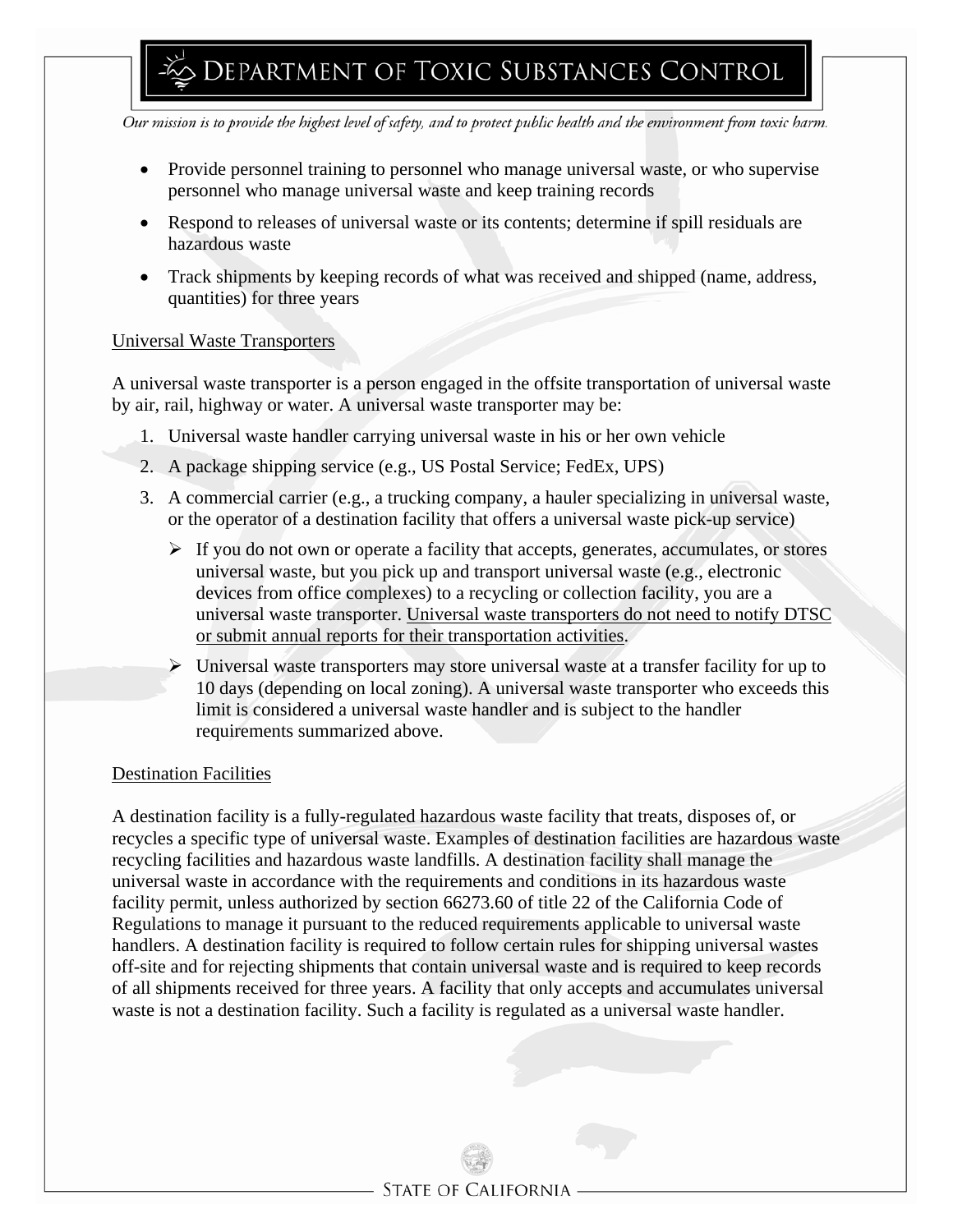- Provide personnel training to personnel who manage universal waste, or who supervise personnel who manage universal waste and keep training records
- Respond to releases of universal waste or its contents; determine if spill residuals are hazardous waste
- Track shipments by keeping records of what was received and shipped (name, address, quantities) for three years

## Universal Waste Transporters

A universal waste transporter is a person engaged in the offsite transportation of universal waste by air, rail, highway or water. A universal waste transporter may be:

1. Universal waste handler carrying universal waste in his or her own vehicle
2. A package shipping service (e.g., US Postal Service; FedEx, UPS)
3. A commercial carrier (e.g., a trucking company, a hauler specializing in universal waste, or the operator of a destination facility that offers a universal waste pick-up service)
   - If you do not own or operate a facility that accepts, generates, accumulates, or stores universal waste, but you pick up and transport universal waste (e.g., electronic devices from office complexes) to a recycling or collection facility, you are a universal waste transporter. Universal waste transporters do not need to notify DTSC or submit annual reports for their transportation activities.
   - Universal waste transporters may store universal waste at a transfer facility for up to 10 days (depending on local zoning). A universal waste transporter who exceeds this limit is considered a universal waste handler and is subject to the handler requirements summarized above.

## Destination Facilities

A destination facility is a fully-regulated hazardous waste facility that treats, disposes of, or recycles a specific type of universal waste. Examples of destination facilities are hazardous waste recycling facilities and hazardous waste landfills. A destination facility shall manage the universal waste in accordance with the requirements and conditions in its hazardous waste facility permit, unless authorized by section 66273.60 of title 22 of the California Code of Regulations to manage it pursuant to the reduced requirements applicable to universal waste handlers. A destination facility is required to follow certain rules for shipping universal wastes off-site and for rejecting shipments that contain universal waste and is required to keep records of all shipments received for three years. A facility that only accepts and accumulates universal waste is not a destination facility. Such a facility is regulated as a universal waste handler.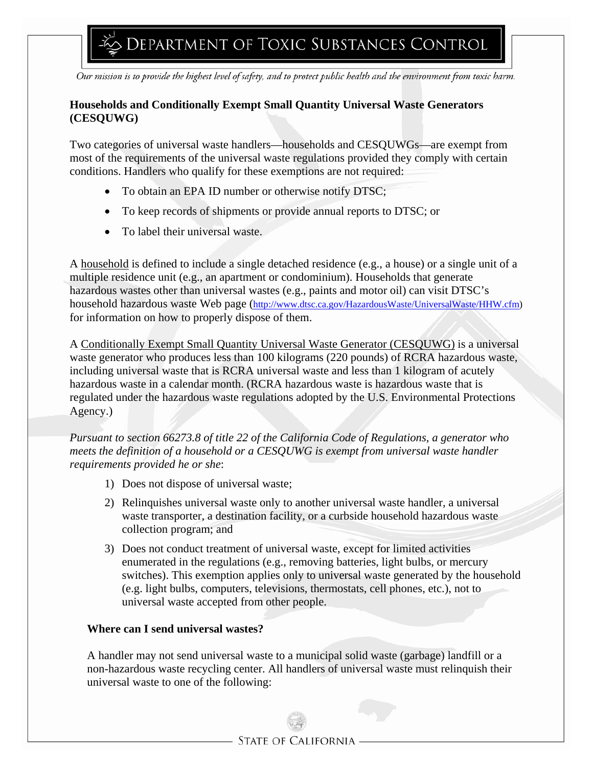**Households and Conditionally Exempt Small Quantity Universal Waste Generators (CESQUWG)**

Two categories of universal waste handlers—households and CESQUWGs—are exempt from most of the requirements of the universal waste regulations provided they comply with certain conditions. Handlers who qualify for these exemptions are not required:

- To obtain an EPA ID number or otherwise notify DTSC;
- To keep records of shipments or provide annual reports to DTSC; or
- To label their universal waste.

A household is defined to include a single detached residence (e.g., a house) or a single unit of a multiple residence unit (e.g., an apartment or condominium). Households that generate hazardous wastes other than universal wastes (e.g., paints and motor oil) can visit DTSC's household hazardous waste Web page (http://www.dtsc.ca.gov/HazardousWaste/UniversalWaste/HHW.cfm) for information on how to properly dispose of them.

A Conditionally Exempt Small Quantity Universal Waste Generator (CESQUWG) is a universal waste generator who produces less than 100 kilograms (220 pounds) of RCRA hazardous waste, including universal waste that is RCRA universal waste and less than 1 kilogram of acutely hazardous waste in a calendar month. (RCRA hazardous waste is hazardous waste that is regulated under the hazardous waste regulations adopted by the U.S. Environmental Protections Agency.)

*Pursuant to section 66273.8 of title 22 of the California Code of Regulations, a generator who meets the definition of a household or a CESQUWG is exempt from universal waste handler requirements provided he or she*:

1) Does not dispose of universal waste;
2) Relinquishes universal waste only to another universal waste handler, a universal waste transporter, a destination facility, or a curbside household hazardous waste collection program; and
3) Does not conduct treatment of universal waste, except for limited activities enumerated in the regulations (e.g., removing batteries, light bulbs, or mercury switches). This exemption applies only to universal waste generated by the household (e.g. light bulbs, computers, televisions, thermostats, cell phones, etc.), not to universal waste accepted from other people.

**Where can I send universal wastes?**

A handler may not send universal waste to a municipal solid waste (garbage) landfill or a non-hazardous waste recycling center. All handlers of universal waste must relinquish their universal waste to one of the following: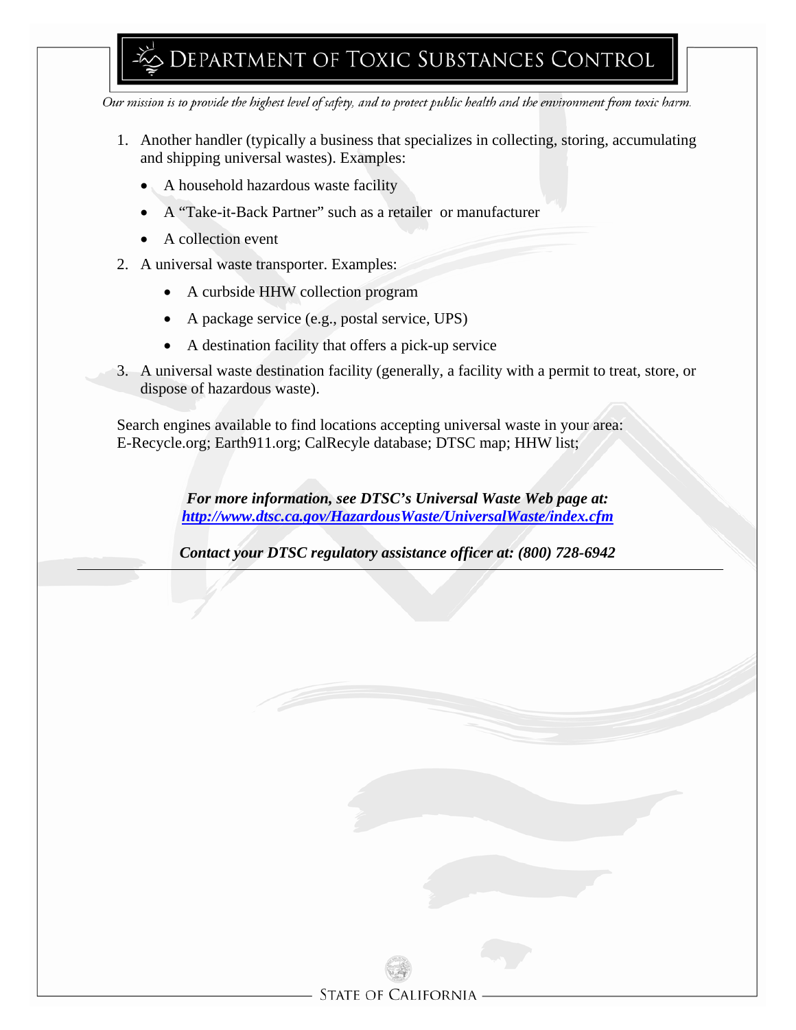1. Another handler (typically a business that specializes in collecting, storing, accumulating and shipping universal wastes). Examples:
   - A household hazardous waste facility
   - A "Take-it-Back Partner" such as a retailer or manufacturer
   - A collection event
2. A universal waste transporter. Examples:
   - A curbside HHW collection program
   - A package service (e.g., postal service, UPS)
   - A destination facility that offers a pick-up service
3. A universal waste destination facility (generally, a facility with a permit to treat, store, or dispose of hazardous waste).

Search engines available to find locations accepting universal waste in your area: E-Recycle.org; Earth911.org; CalRecyle database; DTSC map; HHW list;

***For more information, see DTSC's Universal Waste Web page at:***
***http://www.dtsc.ca.gov/HazardousWaste/UniversalWaste/index.cfm***

***Contact your DTSC regulatory assistance officer at: (800) 728-6942***